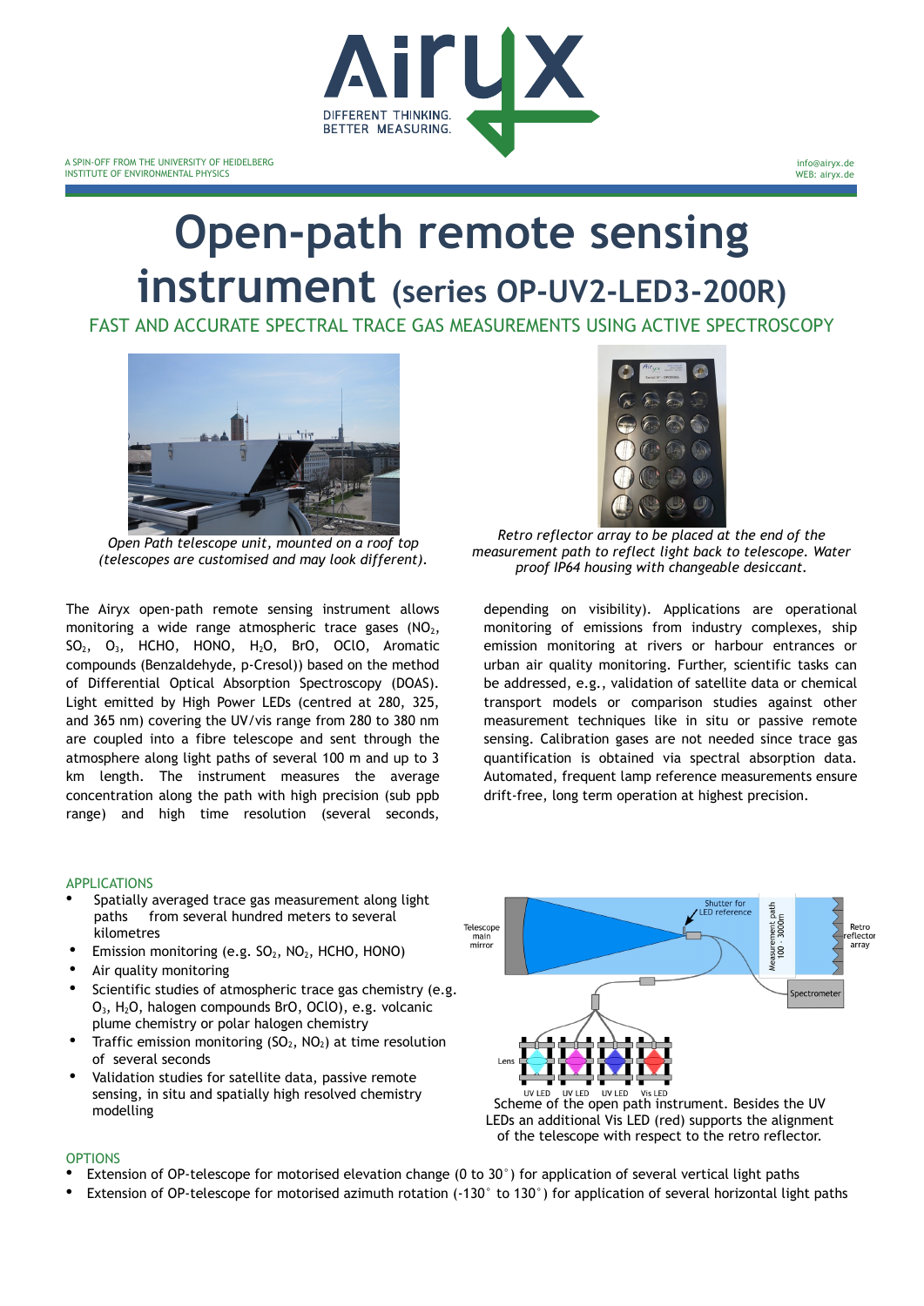A SPIN-OFF FROM THE UNIVERSITY OF HEIDELBERG
INSTITUTE OF ENVIRONMENTAL PHYSICS

info@airyx.de
WEB: airyx.de

# Open-path remote sensing instrument (series OP-UV2-LED3-200R)

FAST AND ACCURATE SPECTRAL TRACE GAS MEASUREMENTS USING ACTIVE SPECTROSCOPY

*Open Path telescope unit, mounted on a roof top (telescopes are customised and may look different).*

*Retro reflector array to be placed at the end of the measurement path to reflect light back to telescope. Water proof IP64 housing with changeable desiccant.*

The Airyx open-path remote sensing instrument allows monitoring a wide range atmospheric trace gases ($NO_2$, $SO_2$, $O_3$, HCHO, HONO, $H_2O$, BrO, OClO, Aromatic compounds (Benzaldehyde, p-Cresol)) based on the method of Differential Optical Absorption Spectroscopy (DOAS). Light emitted by High Power LEDs (centred at 280, 325, and 365 nm) covering the UV/vis range from 280 to 380 nm are coupled into a fibre telescope and sent through the atmosphere along light paths of several 100 m and up to 3 km length. The instrument measures the average concentration along the path with high precision (sub ppb range) and high time resolution (several seconds, depending on visibility). Applications are operational monitoring of emissions from industry complexes, ship emission monitoring at rivers or harbour entrances or urban air quality monitoring. Further, scientific tasks can be addressed, e.g., validation of satellite data or chemical transport models or comparison studies against other measurement techniques like in situ or passive remote sensing. Calibration gases are not needed since trace gas quantification is obtained via spectral absorption data. Automated, frequent lamp reference measurements ensure drift-free, long term operation at highest precision.

## APPLICATIONS

- Spatially averaged trace gas measurement along light paths from several hundred meters to several kilometres
- Emission monitoring (e.g. $SO_2$, $NO_2$, HCHO, HONO)
- Air quality monitoring
- Scientific studies of atmospheric trace gas chemistry (e.g. $O_3$, $H_2O$, halogen compounds BrO, OClO), e.g. volcanic plume chemistry or polar halogen chemistry
- Traffic emission monitoring ($SO_2$, $NO_2$) at time resolution of several seconds
- Validation studies for satellite data, passive remote sensing, in situ and spatially high resolved chemistry modelling

Telescope main mirror | Shutter for LED reference | Measurement path 100 - 3000m | Retro reflector array | Spectrometer | Lens | UV LED | UV LED | UV LED | Vis LED

Scheme of the open path instrument. Besides the UV LEDs an additional Vis LED (red) supports the alignment of the telescope with respect to the retro reflector.

## OPTIONS

- Extension of OP-telescope for motorised elevation change (0 to 30°) for application of several vertical light paths
- Extension of OP-telescope for motorised azimuth rotation (-130° to 130°) for application of several horizontal light paths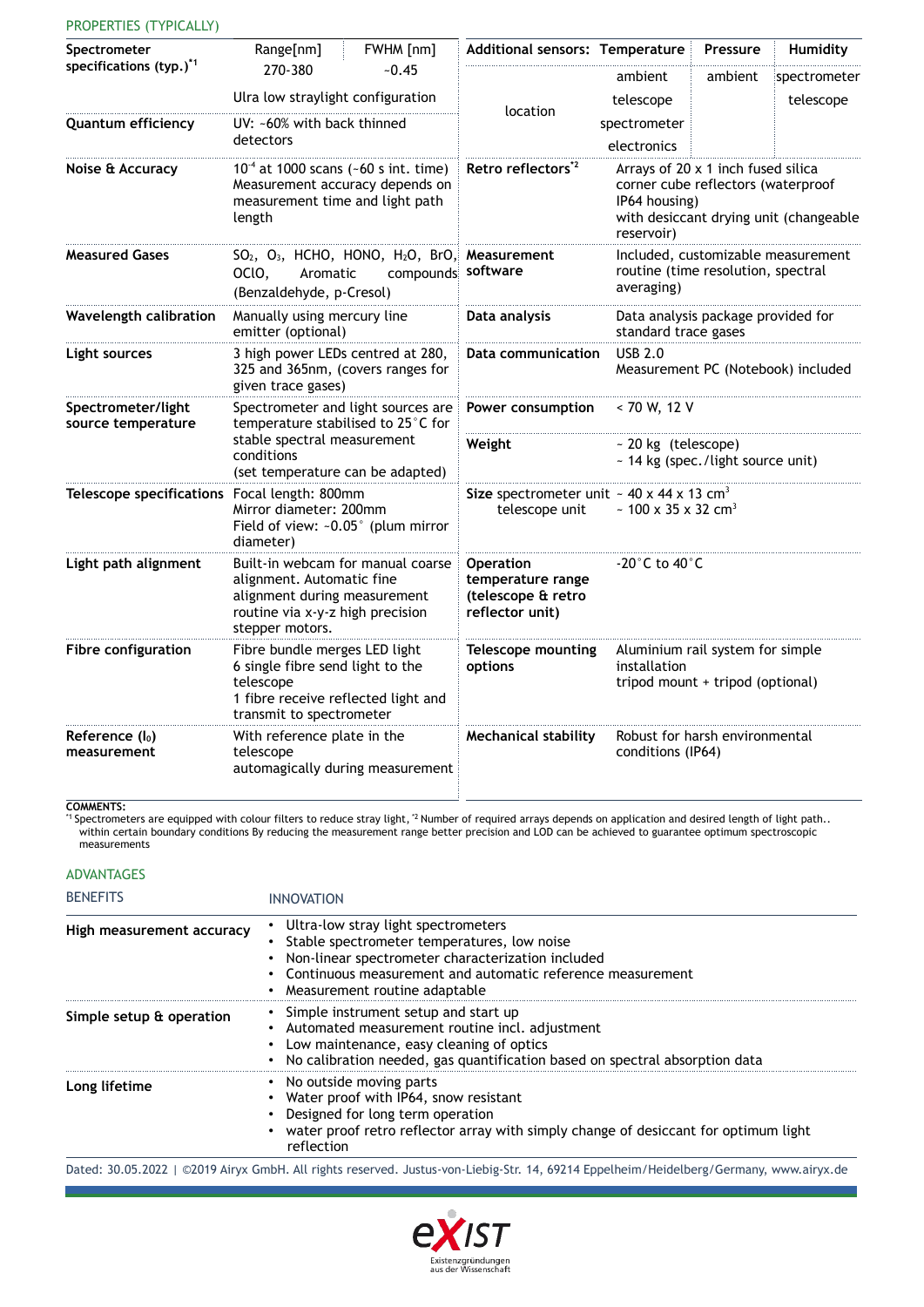PROPERTIES (TYPICALLY)

| | | |
|---|---|---|
| **Spectrometer specifications (typ.)**[*1] | Range[nm] 270-380 | FWHM [nm] ~0.45 |
| | Ulra low straylight configuration | |
| **Quantum efficiency** | UV: ~60% with back thinned detectors | |
| **Noise & Accuracy** | $10^{-4}$ at 1000 scans (~60 s int. time) Measurement accuracy depends on measurement time and light path length | |
| **Measured Gases** | $SO_2$, $O_3$, HCHO, HONO, $H_2O$, BrO, OClO, Aromatic compounds (Benzaldehyde, p-Cresol) | |
| **Wavelength calibration** | Manually using mercury line emitter (optional) | |
| **Light sources** | 3 high power LEDs centred at 280, 325 and 365nm, (covers ranges for given trace gases) | |
| **Spectrometer/light source temperature** | Spectrometer and light sources are temperature stabilised to 25°C for stable spectral measurement conditions (set temperature can be adapted) | |
| **Telescope specifications** | Focal length: 800mm Mirror diameter: 200mm Field of view: ~0.05° (plum mirror diameter) | |
| **Light path alignment** | Built-in webcam for manual coarse alignment. Automatic fine alignment during measurement routine via x-y-z high precision stepper motors. | |
| **Fibre configuration** | Fibre bundle merges LED light 6 single fibre send light to the telescope 1 fibre receive reflected light and transmit to spectrometer | |
| **Reference ($I_0$) measurement** | With reference plate in the telescope automagically during measurement | |

| **Additional sensors:** | **Temperature** | **Pressure** | **Humidity** |
|---|---|---|---|
| location | ambient telescope spectrometer electronics | ambient | spectrometer telescope |
| **Retro reflectors**[*2] | Arrays of 20 x 1 inch fused silica corner cube reflectors (waterproof IP64 housing) with desiccant drying unit (changeable reservoir) | | |
| **Measurement software** | Included, customizable measurement routine (time resolution, spectral averaging) | | |
| **Data analysis** | Data analysis package provided for standard trace gases | | |
| **Data communication** | USB 2.0 Measurement PC (Notebook) included | | |
| **Power consumption** | < 70 W, 12 V | | |
| **Weight** | ~ 20 kg (telescope) ~ 14 kg (spec./light source unit) | | |
| **Size** spectrometer unit telescope unit | ~ 40 x 44 x 13 $cm^3$ ~ 100 x 35 x 32 $cm^3$ | | |
| **Operation temperature range (telescope & retro reflector unit)** | -20°C to 40°C | | |
| **Telescope mounting options** | Aluminium rail system for simple installation tripod mount + tripod (optional) | | |
| **Mechanical stability** | Robust for harsh environmental conditions (IP64) | | |

**COMMENTS:**
[*1] Spectrometers are equipped with colour filters to reduce stray light, [*2] Number of required arrays depends on application and desired length of light path.. within certain boundary conditions By reducing the measurement range better precision and LOD can be achieved to guarantee optimum spectroscopic measurements

ADVANTAGES

| BENEFITS | INNOVATION |
|---|---|
| **High measurement accuracy** | • Ultra-low stray light spectrometers • Stable spectrometer temperatures, low noise • Non-linear spectrometer characterization included • Continuous measurement and automatic reference measurement • Measurement routine adaptable |
| **Simple setup & operation** | • Simple instrument setup and start up • Automated measurement routine incl. adjustment • Low maintenance, easy cleaning of optics • No calibration needed, gas quantification based on spectral absorption data |
| **Long lifetime** | • No outside moving parts • Water proof with IP64, snow resistant • Designed for long term operation • water proof retro reflector array with simply change of desiccant for optimum light reflection |

Dated: 30.05.2022 | ©2019 Airyx GmbH. All rights reserved. Justus-von-Liebig-Str. 14, 69214 Eppelheim/Heidelberg/Germany, www.airyx.de

eXIST Existenzgründungen aus der Wissenschaft